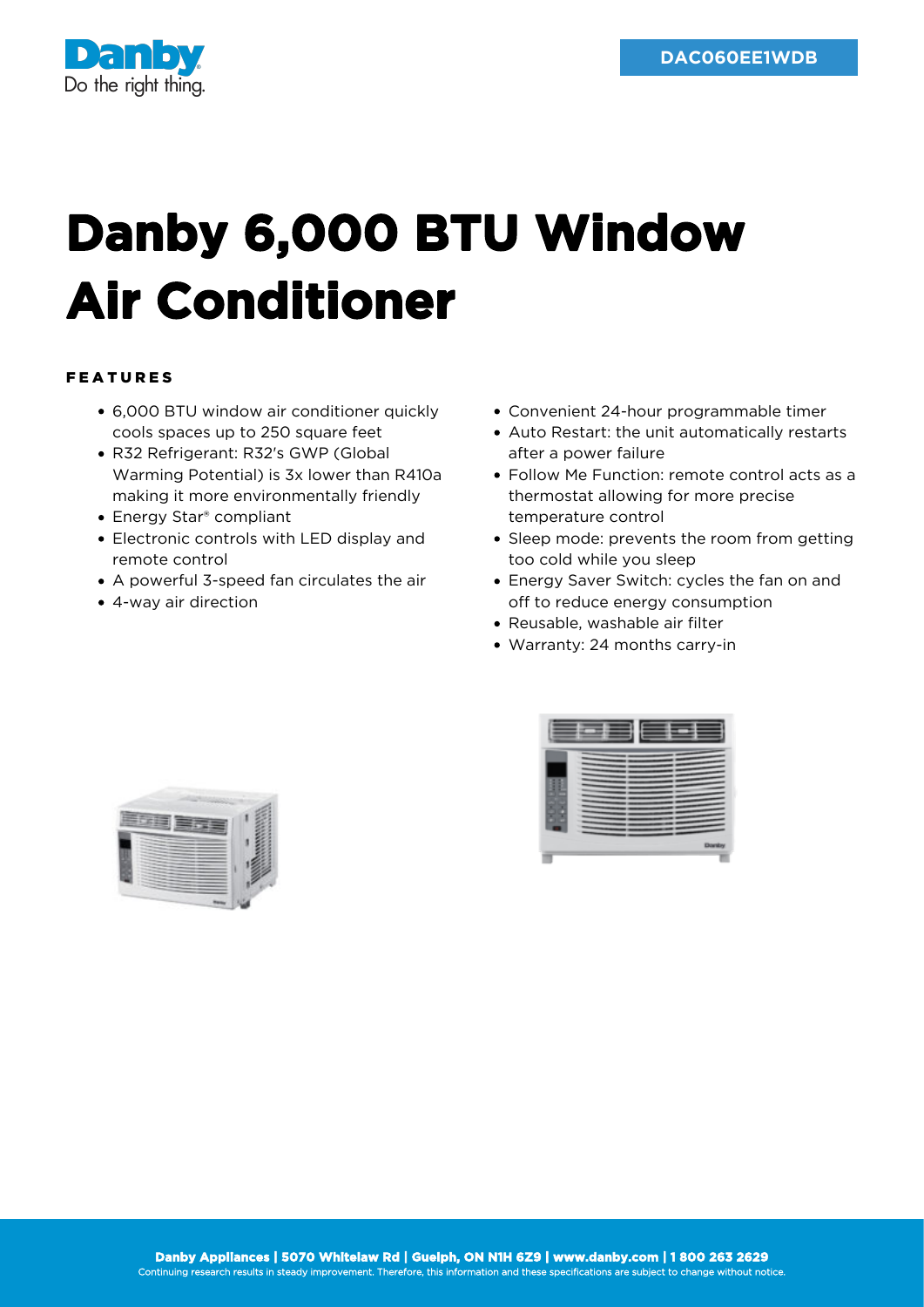Danby

Do the right thing.

DAC060EE1WDB

# Danby 6,000 BTU Window Air Conditioner

## FEATURES

- 6,000 BTU window air conditioner quickly cools spaces up to 250 square feet
- R32 Refrigerant: R32's GWP (Global Warming Potential) is 3x lower than R410a making it more environmentally friendly
- Energy Star® compliant
- Electronic controls with LED display and remote control
- A powerful 3-speed fan circulates the air
- 4-way air direction
- Convenient 24-hour programmable timer
- Auto Restart: the unit automatically restarts after a power failure
- Follow Me Function: remote control acts as a thermostat allowing for more precise temperature control
- Sleep mode: prevents the room from getting too cold while you sleep
- Energy Saver Switch: cycles the fan on and off to reduce energy consumption
- Reusable, washable air filter
- Warranty: 24 months carry-in

**Danby Appliances | 5070 Whitelaw Rd | Guelph, ON N1H 6Z9 | www.danby.com | 1 800 263 2629**

Continuing research results in steady improvement. Therefore, this information and these specifications are subject to change without notice.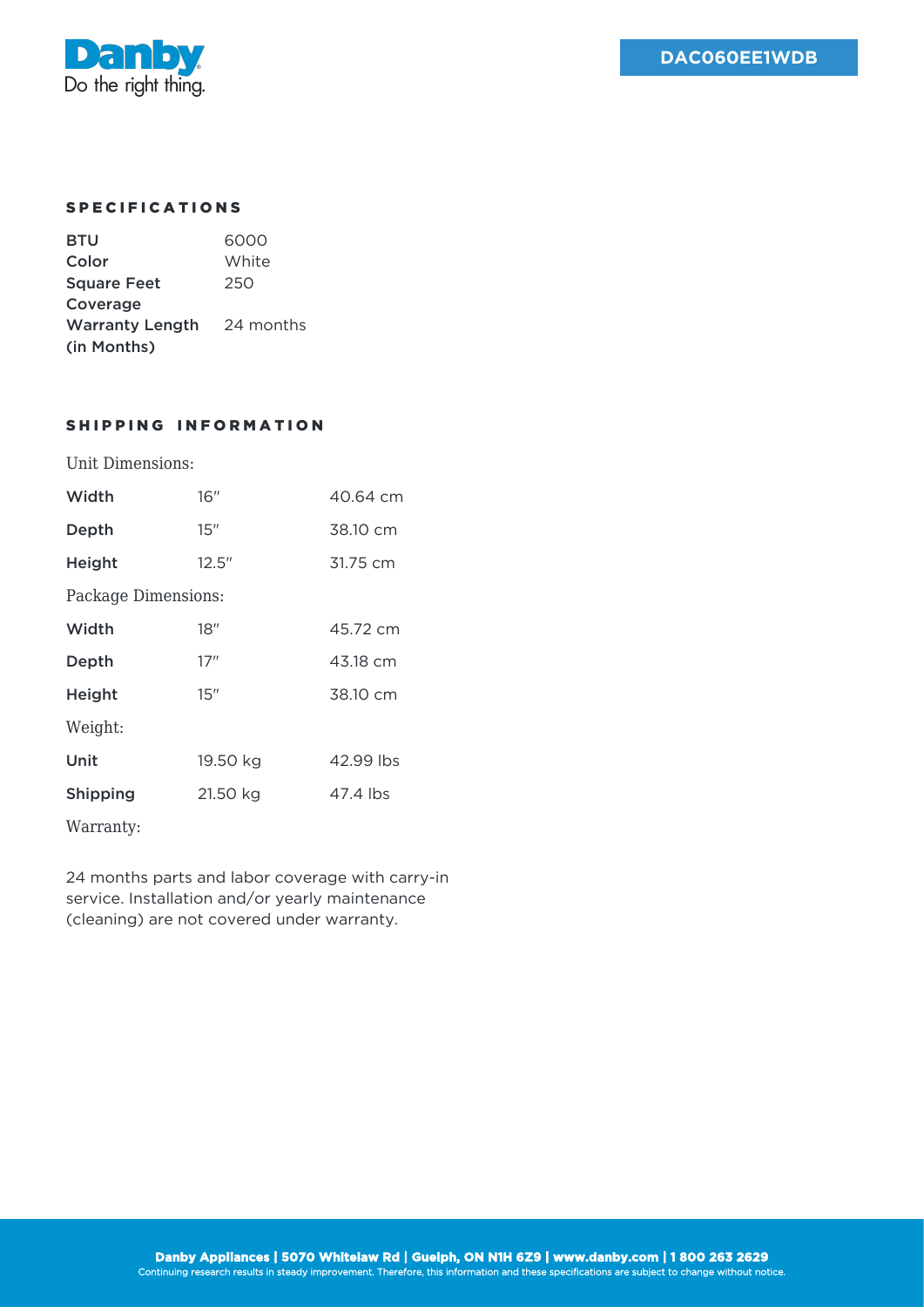Danby
Do the right thing.

DAC060EE1WDB

## SPECIFICATIONS

| | |
|---|---|
| **BTU** | 6000 |
| **Color** | White |
| **Square Feet Coverage** | 250 |
| **Warranty Length (in Months)** | 24 months |

## SHIPPING INFORMATION

Unit Dimensions:

| | | |
|---|---|---|
| **Width** | 16″ | 40.64 cm |
| **Depth** | 15″ | 38.10 cm |
| **Height** | 12.5″ | 31.75 cm |

Package Dimensions:

| | | |
|---|---|---|
| **Width** | 18″ | 45.72 cm |
| **Depth** | 17″ | 43.18 cm |
| **Height** | 15″ | 38.10 cm |

Weight:

| | | |
|---|---|---|
| **Unit** | 19.50 kg | 42.99 lbs |
| **Shipping** | 21.50 kg | 47.4 lbs |

Warranty:

24 months parts and labor coverage with carry-in service. Installation and/or yearly maintenance (cleaning) are not covered under warranty.

**Danby Appliances | 5070 Whitelaw Rd | Guelph, ON N1H 6Z9 | www.danby.com | 1 800 263 2629**
Continuing research results in steady improvement. Therefore, this information and these specifications are subject to change without notice.